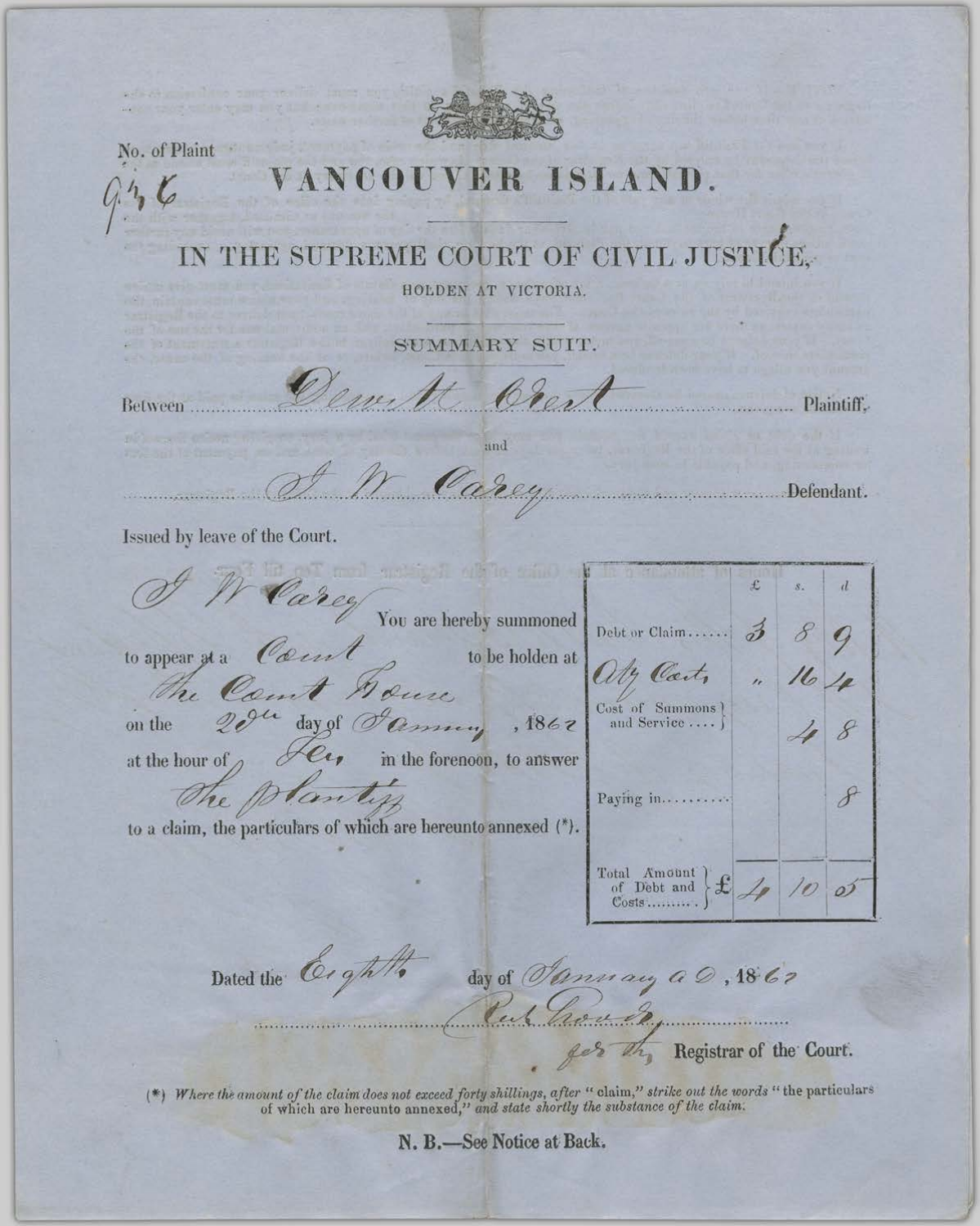No. of Plaint

936

# VANCOUVER ISLAND.

## IN THE SUPREME COURT OF CIVIL JUSTICE,

HOLDEN AT VICTORIA.

SUMMARY SUIT.

Between *Dewitt Clark* Plaintiff,

and

*J. W. Carey* Defendant.

Issued by leave of the Court.

*J W Carey* You are hereby summoned to appear at a *Court* to be holden at *the Court House* on the *20th* day of *January*, 1862 at the hour of *Ten* in the forenoon, to answer *the Plaintiff* to a claim, the particulars of which are hereunto annexed (*).

| | £ | s. | d |
|---|---|---|---|
| Debt or Claim...... | 3 | 8 | 9 |
| *Atty Costs* | " | 16 | 4 |
| Cost of Summons and Service .... | | 4 | 8 |
| Paying in.......... | | | 8 |
| Total Amount of Debt and Costs.......... £ | 4 | 10 | 5 |

Dated the *Eighth* day of *January a.d.*, 1862

*Rich Crosby*
*for the* Registrar of the Court.

(*) *Where the amount of the claim does not exceed forty shillings, after "claim," strike out the words "the particulars of which are hereunto annexed," and state shortly the substance of the claim.*

**N. B.—See Notice at Back.**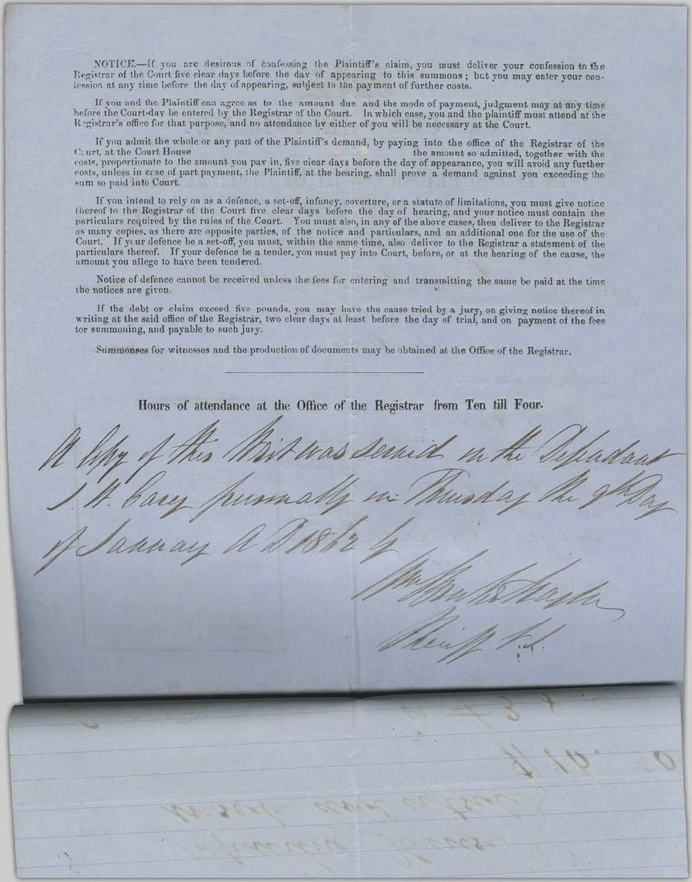NOTICE.—If you are desirous of confessing the Plaintiff's claim, you must deliver your confession to the Registrar of the Court five clear days before the day of appearing to this summons; but you may enter your confession at any time before the day of appearing, subject to the payment of further costs.

If you and the Plaintiff can agree as to the amount due and the mode of payment, judgment may at any time before the Court-day be entered by the Registrar of the Court. In which case, you and the plaintiff must attend at the Registrar's office for that purpose, and no attendance by either of you will be necessary at the Court.

If you admit the whole or any part of the Plaintiff's demand, by paying into the office of the Registrar of the Court, at the Court House the amount so admitted, together with the costs, proportionate to the amount you pay in, five clear days before the day of appearance, you will avoid any further costs, unless in case of part payment, the Plaintiff, at the hearing, shall prove a demand against you exceeding the sum so paid into Court.

If you intend to rely on as a defence, a set-off, infancy, coverture, or a statute of limitations, you must give notice thereof to the Registrar of the Court five clear days before the day of hearing, and your notice must contain the particulars required by the rules of the Court. You must also, in any of the above cases, then deliver to the Registrar as many copies, as there are opposite parties, of the notice and particulars, and an additional one for the use of the Court. If your defence be a set-off, you must, within the same time, also deliver to the Registrar a statement of the particulars thereof. If your defence be a tender, you must pay into Court, before, or at the hearing of the cause, the amount you allege to have been tendered.

Notice of defence cannot be received unless the fees for entering and transmitting the same be paid at the time the notices are given.

If the debt or claim exceed five pounds, you may have the cause tried by a jury, on giving notice thereof in writing at the said office of the Registrar, two clear days at least before the day of trial, and on payment of the fees for summoning, and payable to such jury.

Summonses for witnesses and the production of documents may be obtained at the Office of the Registrar.

---

**Hours of attendance at the Office of the Registrar from Ten till Four.**

A Copy of this Writ was served on the Defendant J. H. Cary personally on Thursday the 9th Day of January A D 1862 by

Wm Walter Hayter
Sheriff P.I.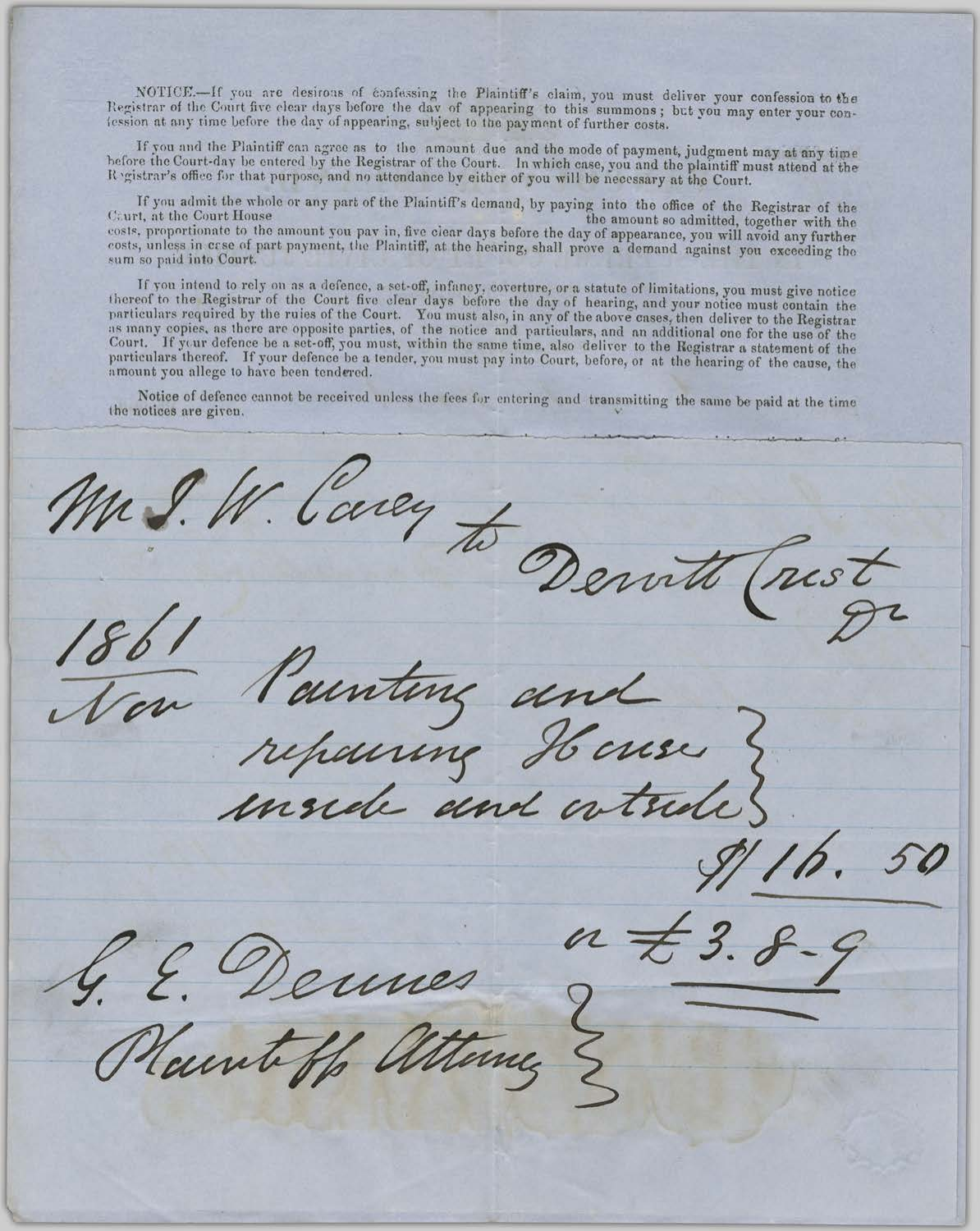NOTICE.—If you are desirous of confessing the Plaintiff's claim, you must deliver your confession to the Registrar of the Court five clear days before the day of appearing to this summons; but you may enter your confession at any time before the day of appearing, subject to the payment of further costs.

If you and the Plaintiff can agree as to the amount due and the mode of payment, judgment may at any time before the Court-day be entered by the Registrar of the Court. In which case, you and the plaintiff must attend at the Registrar's office for that purpose, and no attendance by either of you will be necessary at the Court.

If you admit the whole or any part of the Plaintiff's demand, by paying into the office of the Registrar of the Court, at the Court House the amount so admitted, together with the costs, proportionate to the amount you pay in, five clear days before the day of appearance, you will avoid any further costs, unless in case of part payment, the Plaintiff, at the hearing, shall prove a demand against you exceeding the sum so paid into Court.

If you intend to rely on as a defence, a set-off, infancy, coverture, or a statute of limitations, you must give notice thereof to the Registrar of the Court five clear days before the day of hearing, and your notice must contain the particulars required by the rules of the Court. You must also, in any of the above cases, then deliver to the Registrar as many copies, as there are opposite parties, of the notice and particulars, and an additional one for the use of the Court. If your defence be a set-off, you must, within the same time, also deliver to the Registrar a statement of the particulars thereof. If your defence be a tender, you must pay into Court, before, or at the hearing of the cause, the amount you allege to have been tendered.

Notice of defence cannot be received unless the fees for entering and transmitting the same be paid at the time the notices are given.

---

Mr J. W. Carey to Dewitt Crust Dr

1861 Nov — Painting and repairing House inside and outside — $16.50

or £3.8-9

G. E. Dennes
Plaintiffs Attorney